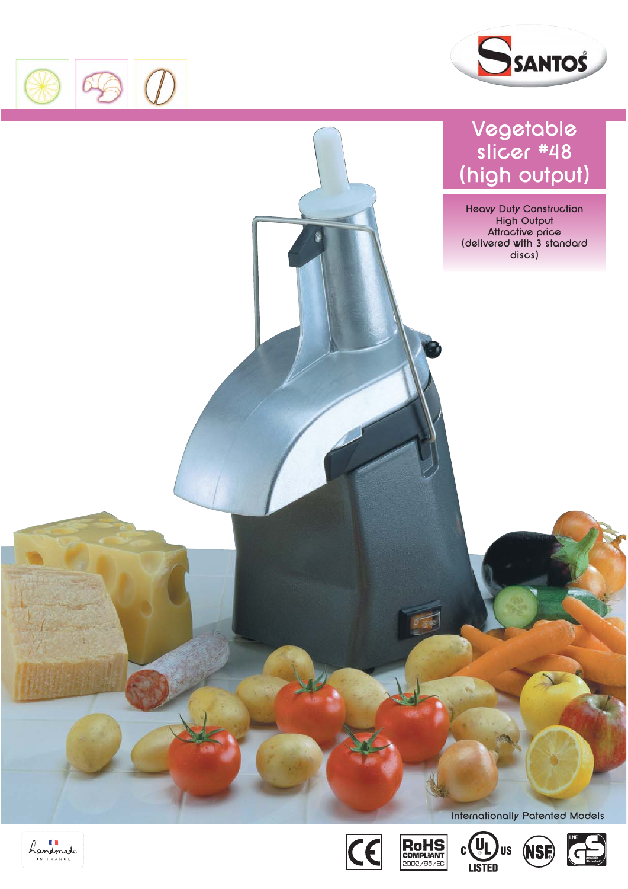# Vegetable slicer #48 (high output)

Heavy Duty Construction
High Output
Attractive price
(delivered with 3 standard discs)

Internationally Patented Models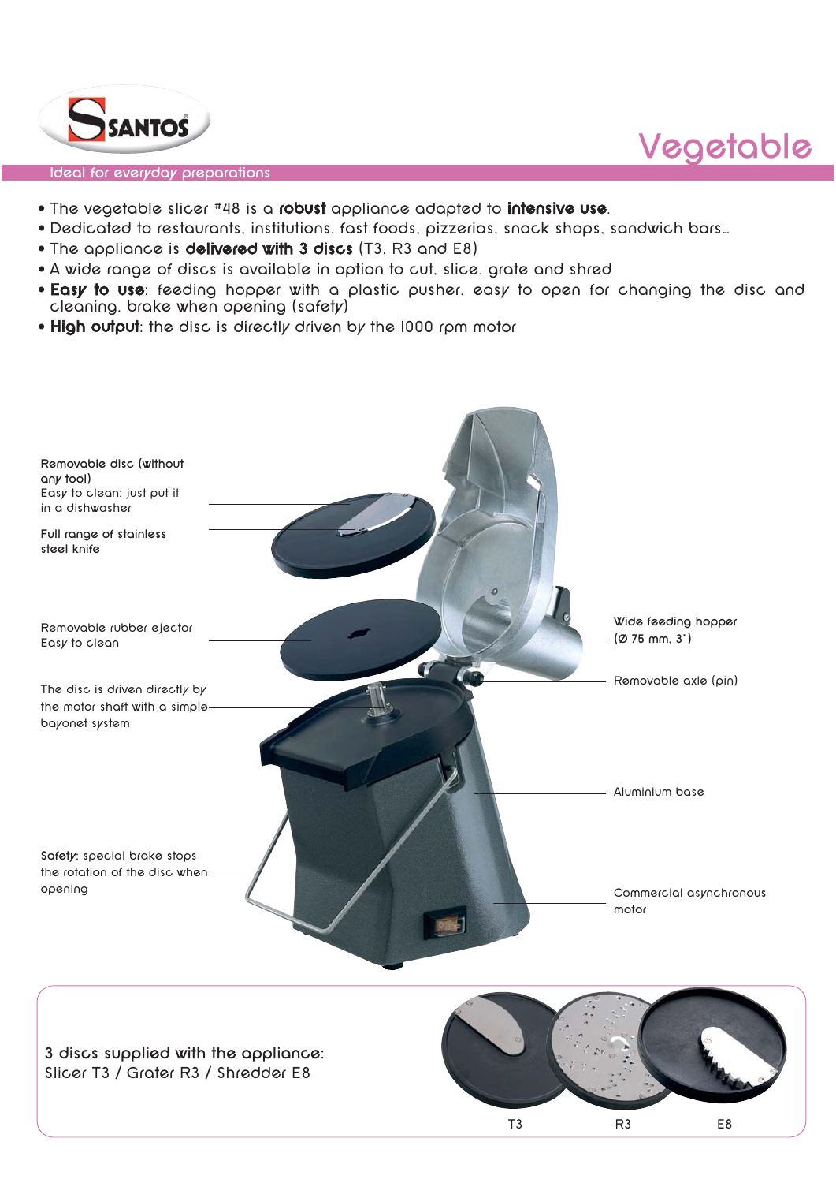# Vegetable

Ideal for everyday preparations

- The vegetable slicer #48 is a **robust** appliance adapted to **intensive use**.
- Dedicated to restaurants, institutions, fast foods, pizzerias, snack shops, sandwich bars…
- The appliance is **delivered with 3 discs** (T3, R3 and E8)
- A wide range of discs is available in option to cut, slice, grate and shred
- **Easy to use**: feeding hopper with a plastic pusher, easy to open for changing the disc and cleaning, brake when opening (safety)
- **High output**: the disc is directly driven by the 1000 rpm motor

Removable disc (without any tool)
Easy to clean: just put it in a dishwasher

Full range of stainless steel knife

Removable rubber ejector
Easy to clean

The disc is driven directly by the motor shaft with a simple bayonet system

Safety: special brake stops the rotation of the disc when opening

Wide feeding hopper (Ø 75 mm, 3")

Removable axle (pin)

Aluminium base

Commercial asynchronous motor

3 discs supplied with the appliance:
Slicer T3 / Grater R3 / Shredder E8

T3 R3 E8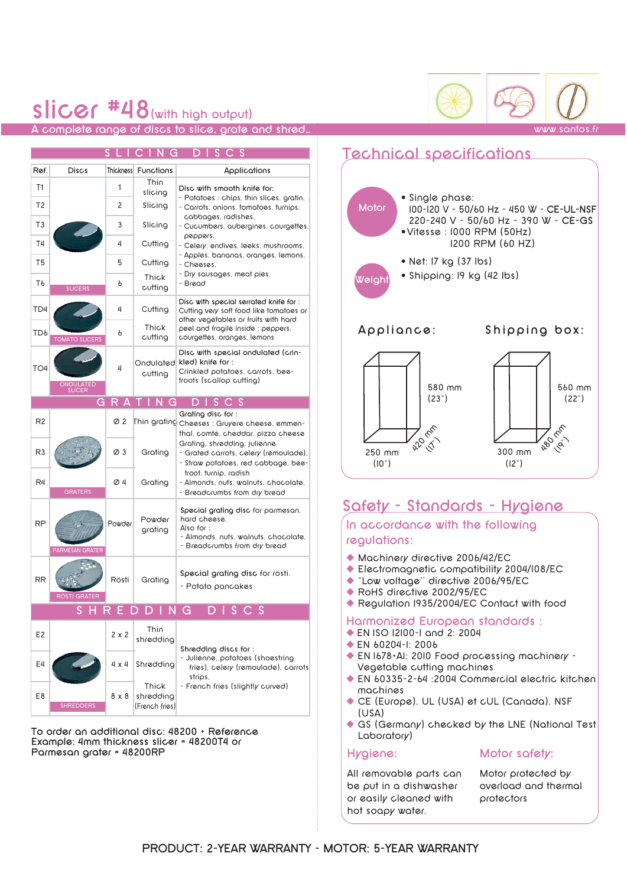# slicer #48 (with high output)

## A complete range of discs to slice, grate and shred...

www.santos.fr

### SLICING DISCS

| Ref. | Discs | Thickness | Functions | Applications |
|---|---|---|---|---|
| T1 | SLICERS | 1 | Thin slicing | Disc with smooth knife for: - Potatoes : chips, thin slices, gratin. - Carrots, onions, tomatoes, turnips, cabbages, radishes. - Cucumbers, aubergines, courgettes, peppers. - Celery, endives, leeks, mushrooms. - Apples, bananas, oranges, lemons. - Cheeses. - Dry sausages, meat pies. - Bread |
| T2 | | 2 | Slicing | |
| T3 | | 3 | Slicing | |
| T4 | | 4 | Cutting | |
| T5 | | 5 | Cutting | |
| T6 | | 6 | Thick cutting | |
| TD4 | TOMATO SLICERS | 4 | Cutting | Disc with special serrated knife for : Cutting very soft food like tomatoes or other vegetables or fruits with hard peel and fragile inside : peppers, courgettes, oranges, lemons |
| TD6 | | 6 | Thick cutting | |
| TO4 | ONDULATED SLICER | 4 | Ondulated cutting | Disc with special ondulated (crinkled) knife for : Crinkled potatoes, carrots, beetroots (scallop cutting) |

### GRATING DISCS

| Ref. | Discs | Thickness | Functions | Applications |
|---|---|---|---|---|
| R2 | GRATERS | Ø 2 | Thin grating | Grating disc for : Cheeses : Gruyere cheese, emmenthal, comte, cheddar, pizza cheese Grating, shredding, julienne - Grated carrots, celery (remoulade). - Straw potatoes, red cabbage, beetroot, turnip, radish - Almonds, nuts, walnuts, chocolate. - Breadcrumbs from dry bread |
| R3 | | Ø 3 | Grating | |
| R4 | | Ø 4 | Grating | |
| RP | PARMESAN GRATER | Powder | Powder grating | Special grating disc for parmesan, hard cheese. Also for : - Almonds, nuts, walnuts, chocolate. - Breadcrumbs from dry bread |
| RR | RÖSTI GRATER | Rösti | Grating | Special grating disc for rösti. - Potato pancakes |

### SHREDDING DISCS

| Ref. | Discs | Thickness | Functions | Applications |
|---|---|---|---|---|
| E2 | SHREDDERS | 2 x 2 | Thin shredding | Shredding discs for : - Julienne, potatoes (shoestring fries), celery (remoulade), carrots strips. - French fries (slightly curved) |
| E4 | | 4 x 4 | Shredding | |
| E8 | | 8 x 8 | Thick shredding (French fries) | |

To order an additional disc: 48200 + Reference
Example: 4mm thickness slicer = 48200T4 or
Parmesan grater = 48200RP

## Technical specifications

**Motor**
- Single phase:
  100-120 V - 50/60 Hz - 450 W - **CE-UL-NSF**
  220-240 V - 50/60 Hz - 390 W - **CE-GS**
- Vitesse : 1000 RPM (50Hz)
  1200 RPM (60 HZ)

**Weight**
- Net: 17 kg (37 lbs)
- Shipping: 19 kg (42 lbs)

**Appliance:** 580 mm (23"), 250 mm (10"), 420 mm (17")

**Shipping box:** 560 mm (22"), 300 mm (12"), 480 mm (19")

## Safety - Standards - Hygiene

### In accordance with the following regulations:

- Machinery directive 2006/42/EC
- Electromagnetic compatibility 2004/108/EC
- "Low voltage" directive 2006/95/EC
- RoHS directive 2002/95/EC
- Regulation 1935/2004/EC Contact with food

### Harmonized European standards :

- EN ISO 12100-1 and 2: 2004
- EN 60204-1: 2006
- EN 1678+A1: 2010 Food processing machinery - Vegetable cutting machines
- EN 60335-2-64 :2004 Commercial electric kitchen machines
- CE (Europe), UL (USA) et cUL (Canada), NSF (USA)
- GS (Germany) checked by the LNE (National Test Laboratory)

### Hygiene:

All removable parts can be put in a dishwasher or easily cleaned with hot soapy water.

### Motor safety:

Motor protected by overload and thermal protectors

PRODUCT: 2-YEAR WARRANTY - MOTOR: 5-YEAR WARRANTY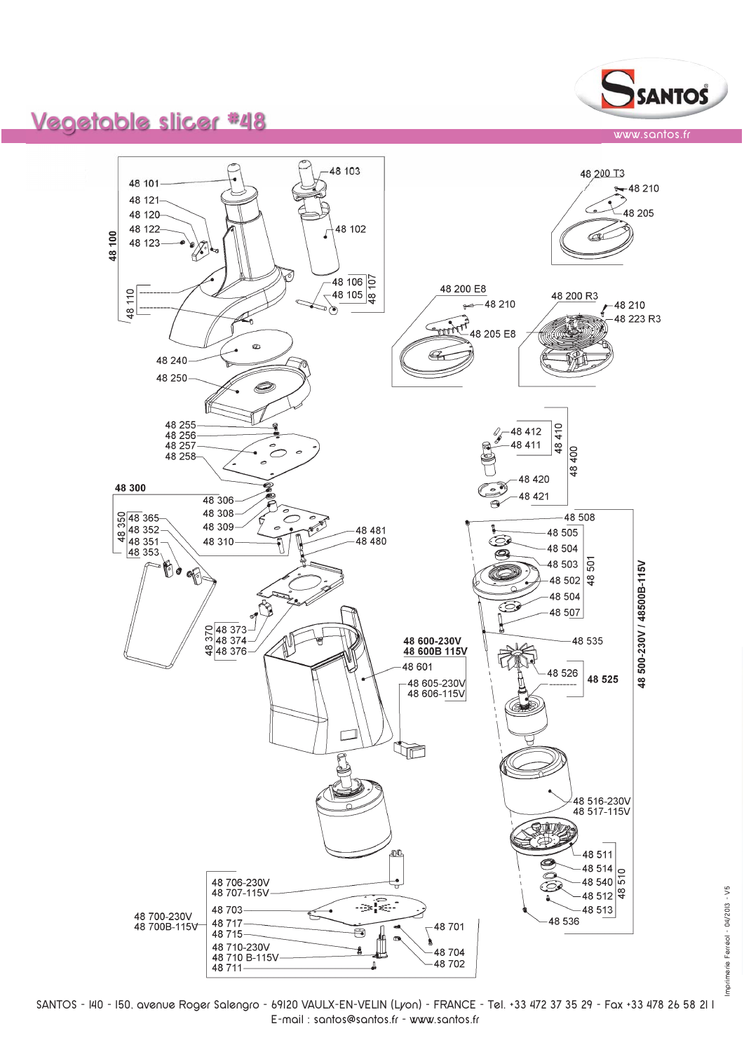# Vegetable slicer #48

48 101
48 121
48 120
48 122
48 123
48 100
48 110
48 103
48 102
48 106
48 105
48 107
48 240
48 250
48 255
48 256
48 257
48 258
48 300
48 306
48 308
48 309
48 310
48 350
48 365
48 352
48 351
48 353
48 481
48 480
48 370
48 373
48 374
48 376
48 600-230V
48 600B 115V
48 601
48 605-230V
48 606-115V
48 706-230V
48 707-115V
48 703
48 700-230V
48 700B-115V
48 717
48 715
48 710-230V
48 710 B-115V
48 711
48 701
48 704
48 702
48 200 T3
48 210
48 205
48 200 E8
48 210
48 205 E8
48 200 R3
48 210
48 223 R3
48 412
48 411
48 410
48 400
48 420
48 421
48 508
48 505
48 504
48 503
48 502
48 504
48 507
48 501
48 500-230V / 48500B-115V
48 535
48 526
48 525
48 516-230V
48 517-115V
48 511
48 514
48 540
48 512
48 513
48 510
48 536

Imprimerie Ferréol - 04/2013 - V5

SANTOS - 140 - 150, avenue Roger Salengro - 69120 VAULX-EN-VELIN (Lyon) - FRANCE - Tel. +33 472 37 35 29 - Fax +33 478 26 58 21 I
E-mail : santos@santos.fr - www.santos.fr